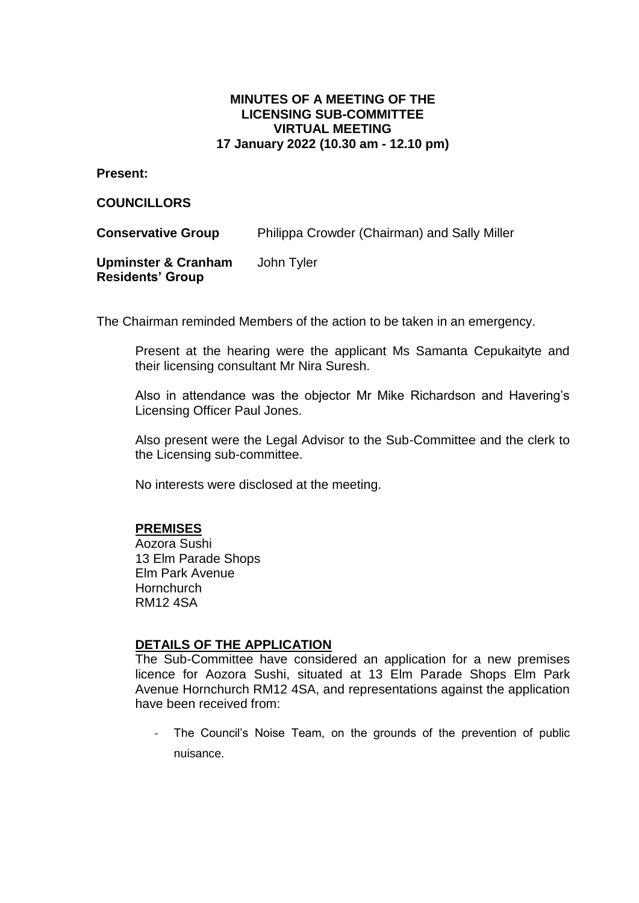**MINUTES OF A MEETING OF THE**
**LICENSING SUB-COMMITTEE**
**VIRTUAL MEETING**
**17 January 2022 (10.30 am - 12.10 pm)**

**Present:**

**COUNCILLORS**

| | |
|---|---|
| **Conservative Group** | Philippa Crowder (Chairman) and Sally Miller |
| **Upminster & Cranham Residents' Group** | John Tyler |

The Chairman reminded Members of the action to be taken in an emergency.

Present at the hearing were the applicant Ms Samanta Cepukaityte and their licensing consultant Mr Nira Suresh.

Also in attendance was the objector Mr Mike Richardson and Havering's Licensing Officer Paul Jones.

Also present were the Legal Advisor to the Sub-Committee and the clerk to the Licensing sub-committee.

No interests were disclosed at the meeting.

**PREMISES**

Aozora Sushi
13 Elm Parade Shops
Elm Park Avenue
Hornchurch
RM12 4SA

**DETAILS OF THE APPLICATION**

The Sub-Committee have considered an application for a new premises licence for Aozora Sushi, situated at 13 Elm Parade Shops Elm Park Avenue Hornchurch RM12 4SA, and representations against the application have been received from:

- The Council's Noise Team, on the grounds of the prevention of public nuisance.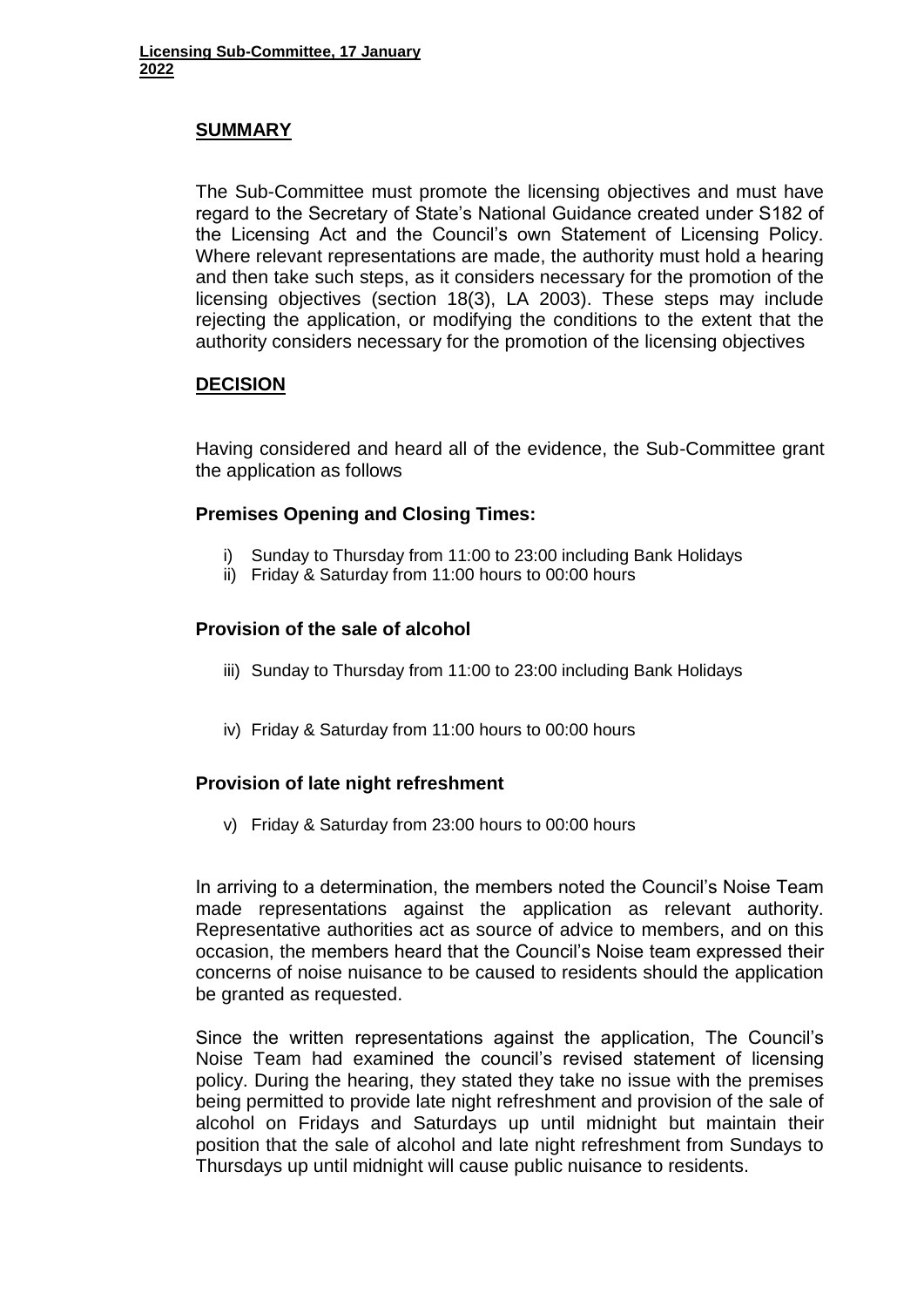## SUMMARY

The Sub-Committee must promote the licensing objectives and must have regard to the Secretary of State's National Guidance created under S182 of the Licensing Act and the Council's own Statement of Licensing Policy. Where relevant representations are made, the authority must hold a hearing and then take such steps, as it considers necessary for the promotion of the licensing objectives (section 18(3), LA 2003). These steps may include rejecting the application, or modifying the conditions to the extent that the authority considers necessary for the promotion of the licensing objectives

## DECISION

Having considered and heard all of the evidence, the Sub-Committee grant the application as follows

### Premises Opening and Closing Times:

i) Sunday to Thursday from 11:00 to 23:00 including Bank Holidays
ii) Friday & Saturday from 11:00 hours to 00:00 hours

### Provision of the sale of alcohol

iii) Sunday to Thursday from 11:00 to 23:00 including Bank Holidays

iv) Friday & Saturday from 11:00 hours to 00:00 hours

### Provision of late night refreshment

v) Friday & Saturday from 23:00 hours to 00:00 hours

In arriving to a determination, the members noted the Council's Noise Team made representations against the application as relevant authority. Representative authorities act as source of advice to members, and on this occasion, the members heard that the Council's Noise team expressed their concerns of noise nuisance to be caused to residents should the application be granted as requested.

Since the written representations against the application, The Council's Noise Team had examined the council's revised statement of licensing policy. During the hearing, they stated they take no issue with the premises being permitted to provide late night refreshment and provision of the sale of alcohol on Fridays and Saturdays up until midnight but maintain their position that the sale of alcohol and late night refreshment from Sundays to Thursdays up until midnight will cause public nuisance to residents.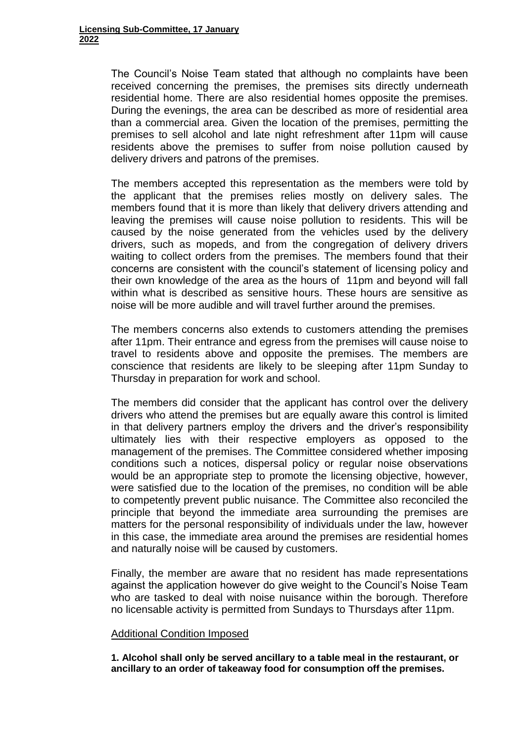The Council's Noise Team stated that although no complaints have been received concerning the premises, the premises sits directly underneath residential home. There are also residential homes opposite the premises. During the evenings, the area can be described as more of residential area than a commercial area. Given the location of the premises, permitting the premises to sell alcohol and late night refreshment after 11pm will cause residents above the premises to suffer from noise pollution caused by delivery drivers and patrons of the premises.

The members accepted this representation as the members were told by the applicant that the premises relies mostly on delivery sales. The members found that it is more than likely that delivery drivers attending and leaving the premises will cause noise pollution to residents. This will be caused by the noise generated from the vehicles used by the delivery drivers, such as mopeds, and from the congregation of delivery drivers waiting to collect orders from the premises. The members found that their concerns are consistent with the council's statement of licensing policy and their own knowledge of the area as the hours of 11pm and beyond will fall within what is described as sensitive hours. These hours are sensitive as noise will be more audible and will travel further around the premises.

The members concerns also extends to customers attending the premises after 11pm. Their entrance and egress from the premises will cause noise to travel to residents above and opposite the premises. The members are conscience that residents are likely to be sleeping after 11pm Sunday to Thursday in preparation for work and school.

The members did consider that the applicant has control over the delivery drivers who attend the premises but are equally aware this control is limited in that delivery partners employ the drivers and the driver's responsibility ultimately lies with their respective employers as opposed to the management of the premises. The Committee considered whether imposing conditions such a notices, dispersal policy or regular noise observations would be an appropriate step to promote the licensing objective, however, were satisfied due to the location of the premises, no condition will be able to competently prevent public nuisance. The Committee also reconciled the principle that beyond the immediate area surrounding the premises are matters for the personal responsibility of individuals under the law, however in this case, the immediate area around the premises are residential homes and naturally noise will be caused by customers.

Finally, the member are aware that no resident has made representations against the application however do give weight to the Council's Noise Team who are tasked to deal with noise nuisance within the borough. Therefore no licensable activity is permitted from Sundays to Thursdays after 11pm.

Additional Condition Imposed

**1. Alcohol shall only be served ancillary to a table meal in the restaurant, or ancillary to an order of takeaway food for consumption off the premises.**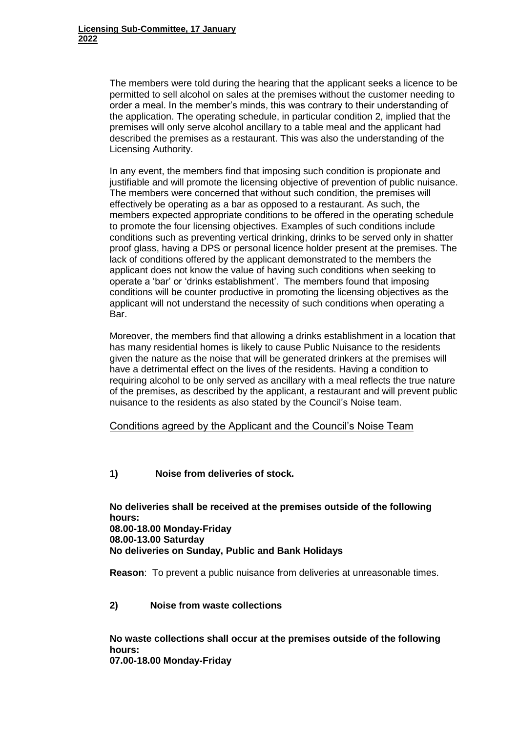The members were told during the hearing that the applicant seeks a licence to be permitted to sell alcohol on sales at the premises without the customer needing to order a meal. In the member's minds, this was contrary to their understanding of the application. The operating schedule, in particular condition 2, implied that the premises will only serve alcohol ancillary to a table meal and the applicant had described the premises as a restaurant. This was also the understanding of the Licensing Authority.

In any event, the members find that imposing such condition is propionate and justifiable and will promote the licensing objective of prevention of public nuisance. The members were concerned that without such condition, the premises will effectively be operating as a bar as opposed to a restaurant. As such, the members expected appropriate conditions to be offered in the operating schedule to promote the four licensing objectives. Examples of such conditions include conditions such as preventing vertical drinking, drinks to be served only in shatter proof glass, having a DPS or personal licence holder present at the premises. The lack of conditions offered by the applicant demonstrated to the members the applicant does not know the value of having such conditions when seeking to operate a 'bar' or 'drinks establishment'. The members found that imposing conditions will be counter productive in promoting the licensing objectives as the applicant will not understand the necessity of such conditions when operating a Bar.

Moreover, the members find that allowing a drinks establishment in a location that has many residential homes is likely to cause Public Nuisance to the residents given the nature as the noise that will be generated drinkers at the premises will have a detrimental effect on the lives of the residents. Having a condition to requiring alcohol to be only served as ancillary with a meal reflects the true nature of the premises, as described by the applicant, a restaurant and will prevent public nuisance to the residents as also stated by the Council's Noise team.

<u>Conditions agreed by the Applicant and the Council's Noise Team</u>

**1) Noise from deliveries of stock.**

**No deliveries shall be received at the premises outside of the following hours:**
**08.00-18.00 Monday-Friday**
**08.00-13.00 Saturday**
**No deliveries on Sunday, Public and Bank Holidays**

**Reason**: To prevent a public nuisance from deliveries at unreasonable times.

**2) Noise from waste collections**

**No waste collections shall occur at the premises outside of the following hours:**
**07.00-18.00 Monday-Friday**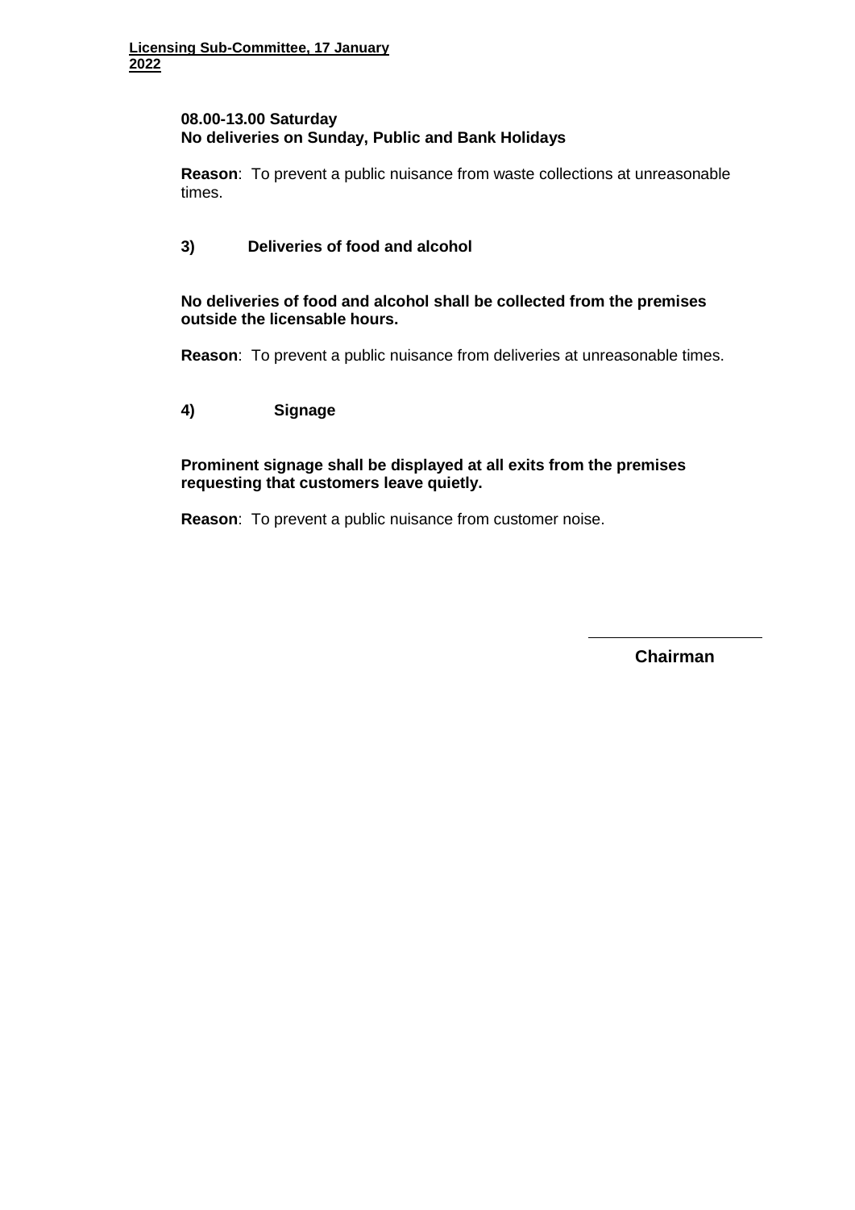**08.00-13.00 Saturday**
**No deliveries on Sunday, Public and Bank Holidays**

**Reason**: To prevent a public nuisance from waste collections at unreasonable times.

**3) Deliveries of food and alcohol**

**No deliveries of food and alcohol shall be collected from the premises outside the licensable hours.**

**Reason**: To prevent a public nuisance from deliveries at unreasonable times.

**4) Signage**

**Prominent signage shall be displayed at all exits from the premises requesting that customers leave quietly.**

**Reason**: To prevent a public nuisance from customer noise.

**Chairman**